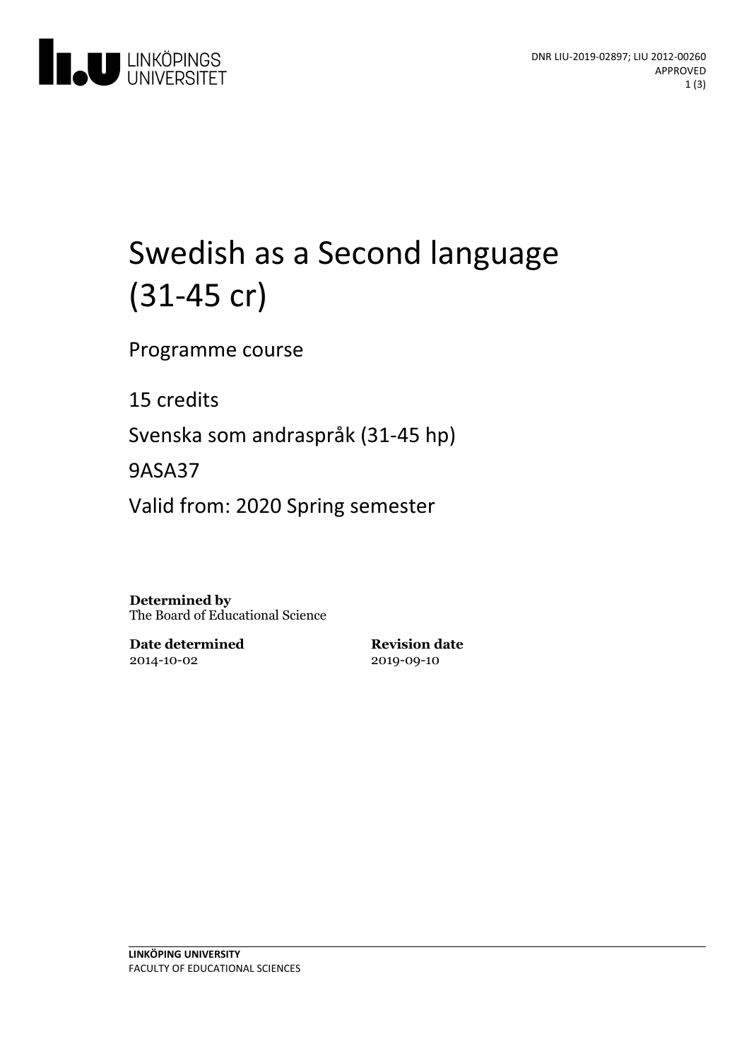DNR LIU-2019-02897; LIU 2012-00260
APPROVED

# Swedish as a Second language (31-45 cr)

Programme course

15 credits

Svenska som andraspråk (31-45 hp)

9ASA37

Valid from: 2020 Spring semester

**Determined by**
The Board of Educational Science

**Date determined**
2014-10-02

**Revision date**
2019-09-10

**LINKÖPING UNIVERSITY**
FACULTY OF EDUCATIONAL SCIENCES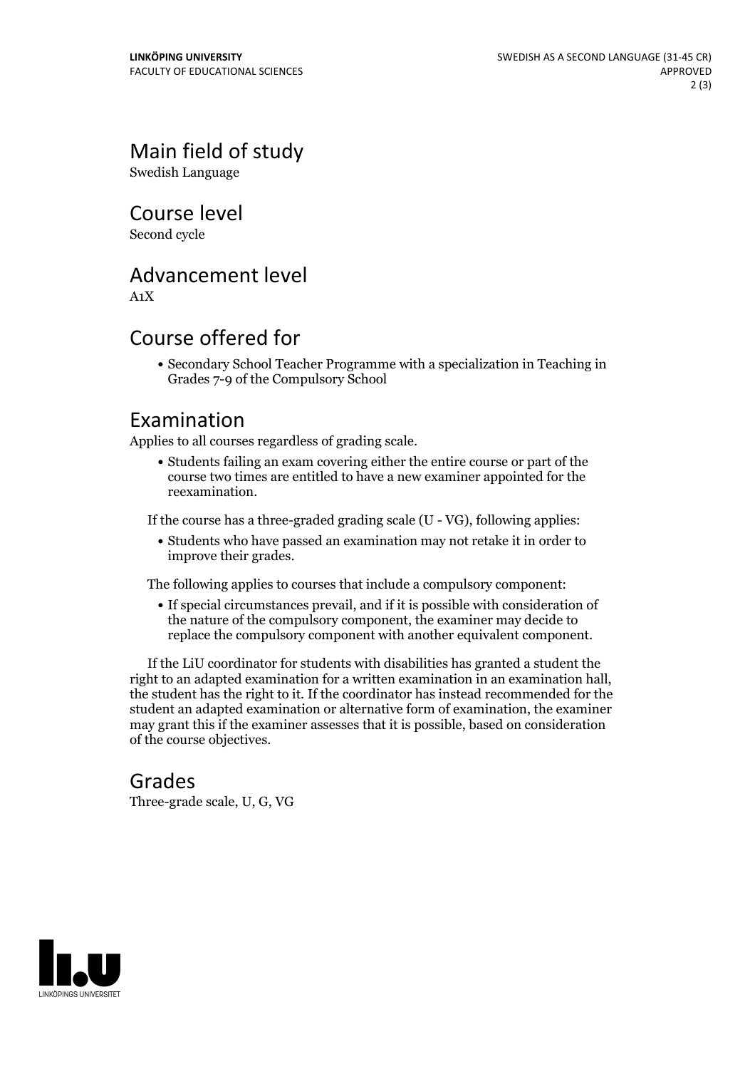## Main field of study

Swedish Language

## Course level

Second cycle

## Advancement level

A1X

## Course offered for

- Secondary School Teacher Programme with a specialization in Teaching in Grades 7-9 of the Compulsory School

## Examination

Applies to all courses regardless of grading scale.

- Students failing an exam covering either the entire course or part of the course two times are entitled to have a new examiner appointed for the reexamination.

If the course has a three-graded grading scale (U - VG), following applies:

- Students who have passed an examination may not retake it in order to improve their grades.

The following applies to courses that include a compulsory component:

- If special circumstances prevail, and if it is possible with consideration of the nature of the compulsory component, the examiner may decide to replace the compulsory component with another equivalent component.

If the LiU coordinator for students with disabilities has granted a student the right to an adapted examination for a written examination in an examination hall, the student has the right to it. If the coordinator has instead recommended for the student an adapted examination or alternative form of examination, the examiner may grant this if the examiner assesses that it is possible, based on consideration of the course objectives.

## Grades

Three-grade scale, U, G, VG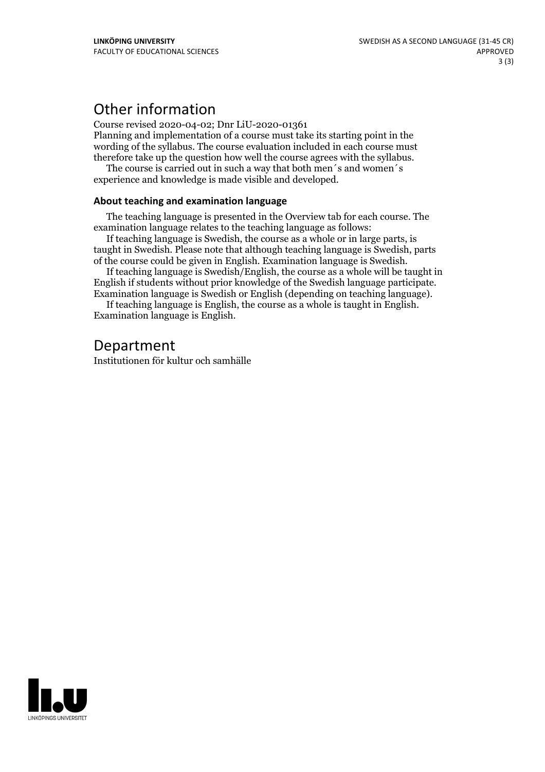# Other information

Course revised 2020-04-02; Dnr LiU-2020-01361

Planning and implementation of a course must take its starting point in the wording of the syllabus. The course evaluation included in each course must therefore take up the question how well the course agrees with the syllabus.

The course is carried out in such a way that both men´s and women´s experience and knowledge is made visible and developed.

### About teaching and examination language

The teaching language is presented in the Overview tab for each course. The examination language relates to the teaching language as follows:

If teaching language is Swedish, the course as a whole or in large parts, is taught in Swedish. Please note that although teaching language is Swedish, parts of the course could be given in English. Examination language is Swedish.

If teaching language is Swedish/English, the course as a whole will be taught in English if students without prior knowledge of the Swedish language participate. Examination language is Swedish or English (depending on teaching language).

If teaching language is English, the course as a whole is taught in English. Examination language is English.

# Department

Institutionen för kultur och samhälle